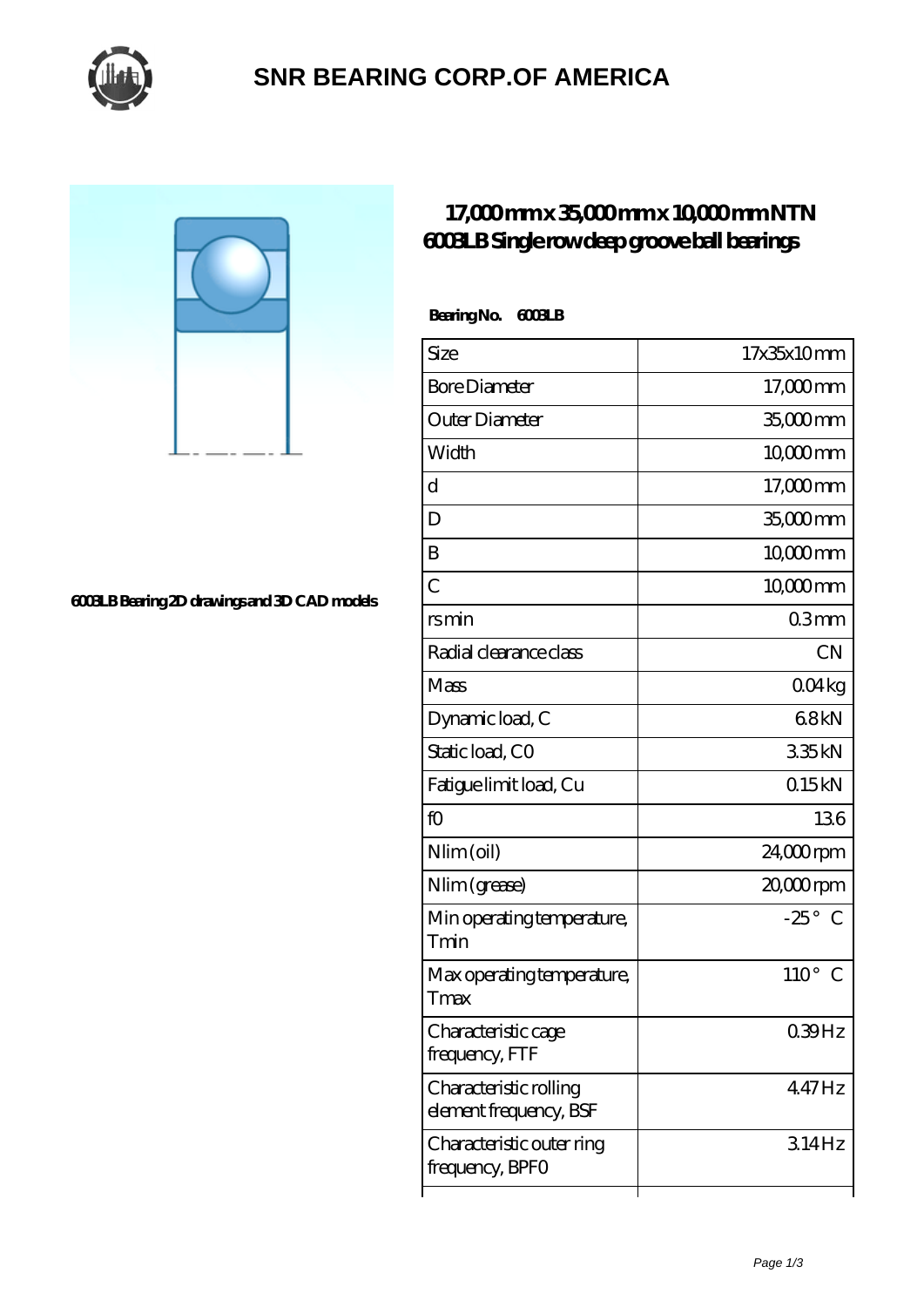# SNR BEARING CORP.OF AMERICA

6003LB Bearing 2D drawings and 3D CAD models

## 17,000 mm x 35,000 mm x 10,000 mm NTN 6003LB Single row deep groove ball bearings

**Bearing No. 6003LB**

| Size | 17x35x10 mm |
|---|---|
| Bore Diameter | 17,000 mm |
| Outer Diameter | 35,000 mm |
| Width | 10,000 mm |
| d | 17,000 mm |
| D | 35,000 mm |
| B | 10,000 mm |
| C | 10,000 mm |
| rs min | 0.3 mm |
| Radial clearance class | CN |
| Mass | 0.04 kg |
| Dynamic load, C | 6.8 kN |
| Static load, C0 | 3.35 kN |
| Fatigue limit load, Cu | 0.15 kN |
| f0 | 13.6 |
| Nlim (oil) | 24,000 rpm |
| Nlim (grease) | 20,000 rpm |
| Min operating temperature, Tmin | -25 ° C |
| Max operating temperature, Tmax | 110 ° C |
| Characteristic cage frequency, FTF | 0.39 Hz |
| Characteristic rolling element frequency, BSF | 4.47 Hz |
| Characteristic outer ring frequency, BPFO | 3.14 Hz |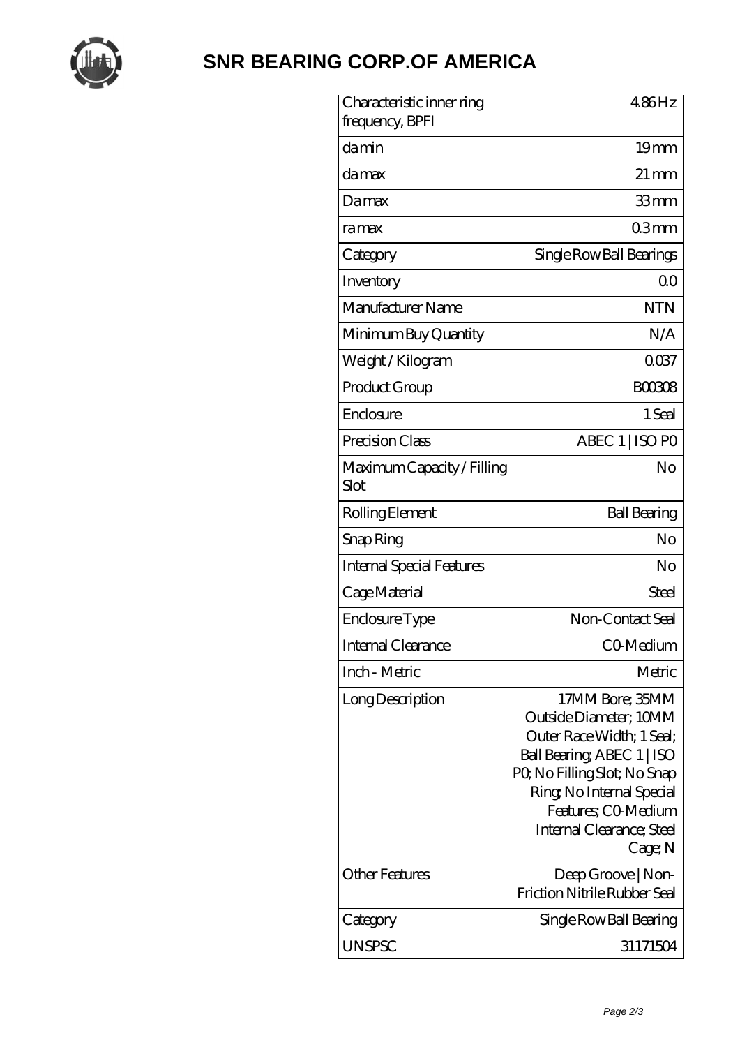# SNR BEARING CORP.OF AMERICA

| | |
|---|---|
| Characteristic inner ring frequency, BPFI | 4.86 Hz |
| da min | 19 mm |
| da max | 21 mm |
| Da max | 33 mm |
| ra max | 0.3 mm |
| Category | Single Row Ball Bearings |
| Inventory | 0.0 |
| Manufacturer Name | NTN |
| Minimum Buy Quantity | N/A |
| Weight / Kilogram | 0.037 |
| Product Group | B00308 |
| Enclosure | 1 Seal |
| Precision Class | ABEC 1 \| ISO P0 |
| Maximum Capacity / Filling Slot | No |
| Rolling Element | Ball Bearing |
| Snap Ring | No |
| Internal Special Features | No |
| Cage Material | Steel |
| Enclosure Type | Non-Contact Seal |
| Internal Clearance | C0-Medium |
| Inch - Metric | Metric |
| Long Description | 17MM Bore; 35MM Outside Diameter; 10MM Outer Race Width; 1 Seal; Ball Bearing; ABEC 1 \| ISO P0; No Filling Slot; No Snap Ring; No Internal Special Features; C0-Medium Internal Clearance; Steel Cage; N |
| Other Features | Deep Groove \| Non-Friction Nitrile Rubber Seal |
| Category | Single Row Ball Bearing |
| UNSPSC | 31171504 |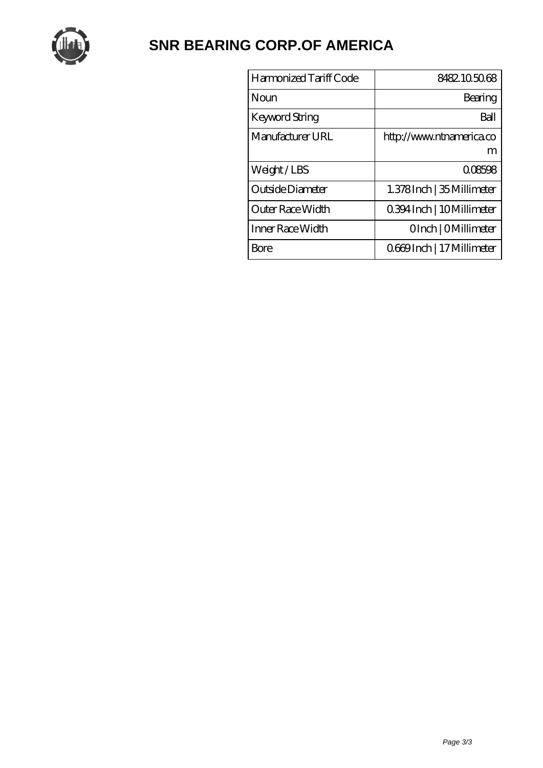# SNR BEARING CORP.OF AMERICA

| | |
|---|---|
| Harmonized Tariff Code | 8482.10.50.68 |
| Noun | Bearing |
| Keyword String | Ball |
| Manufacturer URL | http://www.ntnamerica.com |
| Weight / LBS | 0.08598 |
| Outside Diameter | 1.378 Inch \| 35 Millimeter |
| Outer Race Width | 0.394 Inch \| 10 Millimeter |
| Inner Race Width | 0 Inch \| 0 Millimeter |
| Bore | 0.669 Inch \| 17 Millimeter |